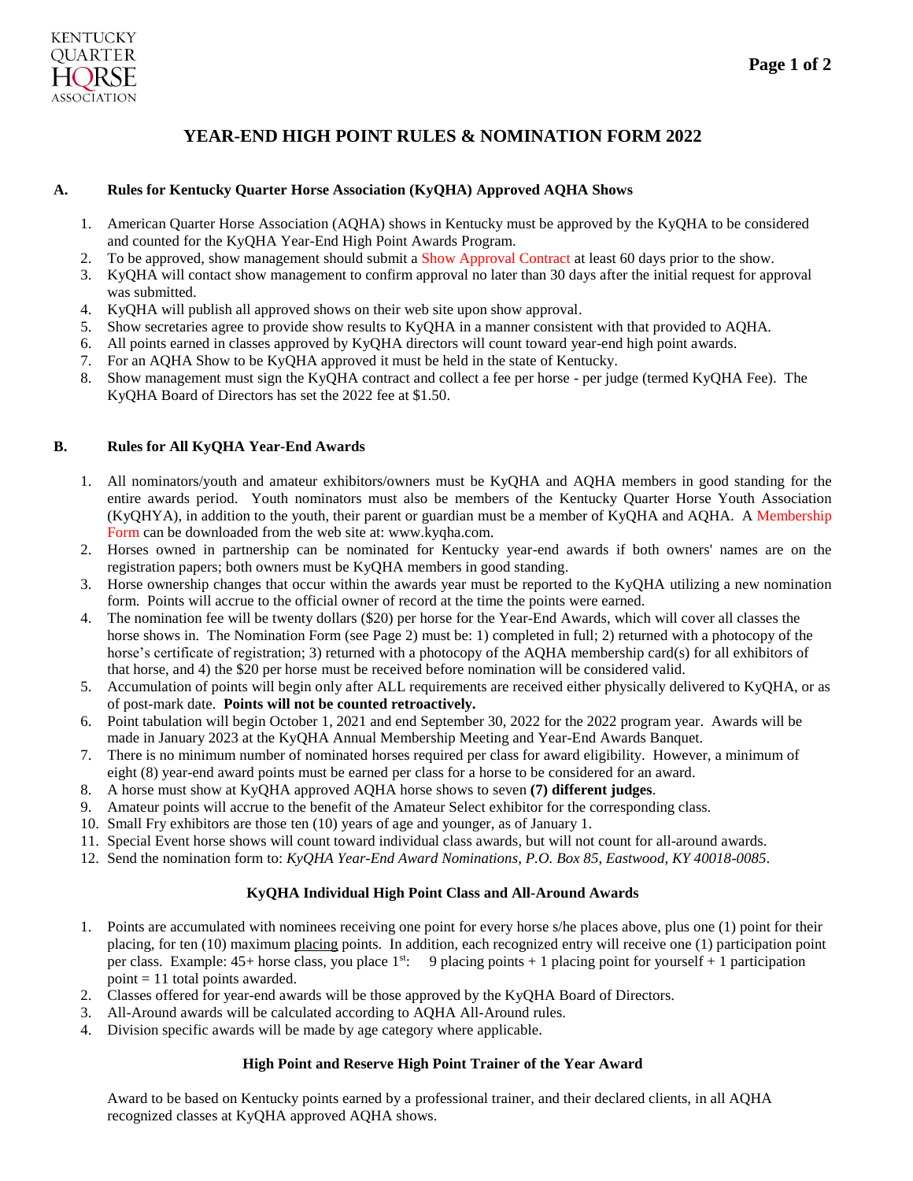KENTUCKY QUARTER HORSE ASSOCIATION

# YEAR-END HIGH POINT RULES & NOMINATION FORM 2022

## A. Rules for Kentucky Quarter Horse Association (KyQHA) Approved AQHA Shows

1. American Quarter Horse Association (AQHA) shows in Kentucky must be approved by the KyQHA to be considered and counted for the KyQHA Year-End High Point Awards Program.
2. To be approved, show management should submit a Show Approval Contract at least 60 days prior to the show.
3. KyQHA will contact show management to confirm approval no later than 30 days after the initial request for approval was submitted.
4. KyQHA will publish all approved shows on their web site upon show approval.
5. Show secretaries agree to provide show results to KyQHA in a manner consistent with that provided to AQHA.
6. All points earned in classes approved by KyQHA directors will count toward year-end high point awards.
7. For an AQHA Show to be KyQHA approved it must be held in the state of Kentucky.
8. Show management must sign the KyQHA contract and collect a fee per horse - per judge (termed KyQHA Fee). The KyQHA Board of Directors has set the 2022 fee at $1.50.

## B. Rules for All KyQHA Year-End Awards

1. All nominators/youth and amateur exhibitors/owners must be KyQHA and AQHA members in good standing for the entire awards period. Youth nominators must also be members of the Kentucky Quarter Horse Youth Association (KyQHYA), in addition to the youth, their parent or guardian must be a member of KyQHA and AQHA. A Membership Form can be downloaded from the web site at: www.kyqha.com.
2. Horses owned in partnership can be nominated for Kentucky year-end awards if both owners' names are on the registration papers; both owners must be KyQHA members in good standing.
3. Horse ownership changes that occur within the awards year must be reported to the KyQHA utilizing a new nomination form. Points will accrue to the official owner of record at the time the points were earned.
4. The nomination fee will be twenty dollars ($20) per horse for the Year-End Awards, which will cover all classes the horse shows in. The Nomination Form (see Page 2) must be: 1) completed in full; 2) returned with a photocopy of the horse's certificate of registration; 3) returned with a photocopy of the AQHA membership card(s) for all exhibitors of that horse, and 4) the $20 per horse must be received before nomination will be considered valid.
5. Accumulation of points will begin only after ALL requirements are received either physically delivered to KyQHA, or as of post-mark date. **Points will not be counted retroactively.**
6. Point tabulation will begin October 1, 2021 and end September 30, 2022 for the 2022 program year. Awards will be made in January 2023 at the KyQHA Annual Membership Meeting and Year-End Awards Banquet.
7. There is no minimum number of nominated horses required per class for award eligibility. However, a minimum of eight (8) year-end award points must be earned per class for a horse to be considered for an award.
8. A horse must show at KyQHA approved AQHA horse shows to seven **(7) different judges**.
9. Amateur points will accrue to the benefit of the Amateur Select exhibitor for the corresponding class.
10. Small Fry exhibitors are those ten (10) years of age and younger, as of January 1.
11. Special Event horse shows will count toward individual class awards, but will not count for all-around awards.
12. Send the nomination form to: *KyQHA Year-End Award Nominations, P.O. Box 85, Eastwood, KY 40018-0085*.

### KyQHA Individual High Point Class and All-Around Awards

1. Points are accumulated with nominees receiving one point for every horse s/he places above, plus one (1) point for their placing, for ten (10) maximum placing points. In addition, each recognized entry will receive one (1) participation point per class. Example: 45+ horse class, you place 1st: 9 placing points + 1 placing point for yourself + 1 participation point = 11 total points awarded.
2. Classes offered for year-end awards will be those approved by the KyQHA Board of Directors.
3. All-Around awards will be calculated according to AQHA All-Around rules.
4. Division specific awards will be made by age category where applicable.

### High Point and Reserve High Point Trainer of the Year Award

Award to be based on Kentucky points earned by a professional trainer, and their declared clients, in all AQHA recognized classes at KyQHA approved AQHA shows.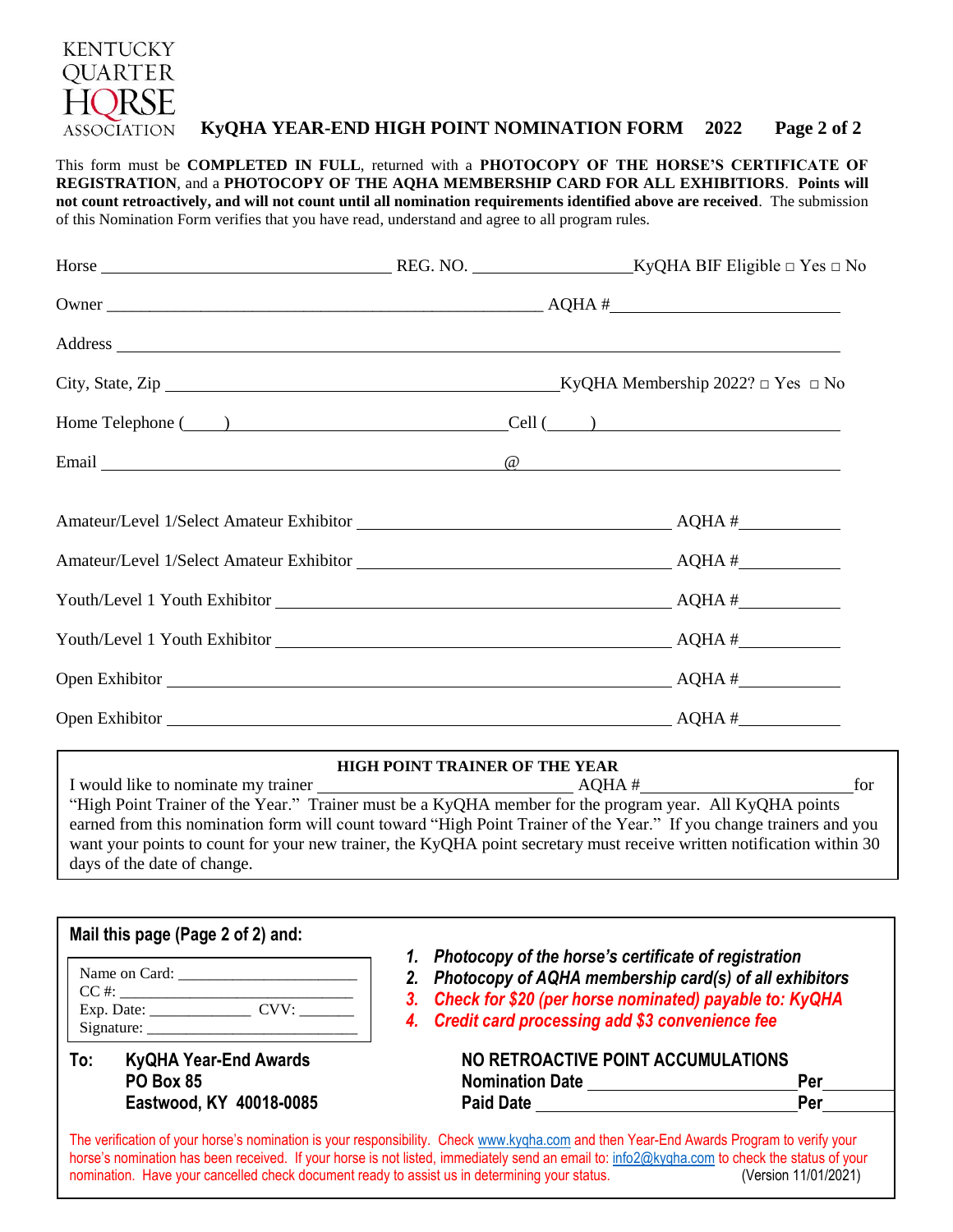KENTUCKY QUARTER HORSE ASSOCIATION

# KyQHA YEAR-END HIGH POINT NOMINATION FORM 2022 Page 2 of 2

This form must be **COMPLETED IN FULL**, returned with a **PHOTOCOPY OF THE HORSE'S CERTIFICATE OF REGISTRATION**, and a **PHOTOCOPY OF THE AQHA MEMBERSHIP CARD FOR ALL EXHIBITORS**. **Points will not count retroactively, and will not count until all nomination requirements identified above are received**. The submission of this Nomination Form verifies that you have read, understand and agree to all program rules.

Horse ________________________________ REG. NO. __________________ KyQHA BIF Eligible □ Yes □ No

Owner ________________________________________________ AQHA # ________________________

Address ________________________________________________________________________________

City, State, Zip __________________________________________ KyQHA Membership 2022? □ Yes □ No

Home Telephone (____) ______________________________ Cell (____) ____________________________

Email ____________________________________________ @ ____________________________________

Amateur/Level 1/Select Amateur Exhibitor __________________________________ AQHA # ___________

Amateur/Level 1/Select Amateur Exhibitor __________________________________ AQHA # ___________

Youth/Level 1 Youth Exhibitor ___________________________________________ AQHA # ___________

Youth/Level 1 Youth Exhibitor ___________________________________________ AQHA # ___________

Open Exhibitor _______________________________________________________ AQHA # ___________

Open Exhibitor _______________________________________________________ AQHA # ___________

## HIGH POINT TRAINER OF THE YEAR

I would like to nominate my trainer ____________________________ AQHA # ______________________ for "High Point Trainer of the Year." Trainer must be a KyQHA member for the program year. All KyQHA points earned from this nomination form will count toward "High Point Trainer of the Year." If you change trainers and you want your points to count for your new trainer, the KyQHA point secretary must receive written notification within 30 days of the date of change.

**Mail this page (Page 2 of 2) and:**

Name on Card: ______________________
CC #: ____________________________
Exp. Date: ____________ CVV: _______
Signature: _________________________

1. ***Photocopy of the horse's certificate of registration***
2. ***Photocopy of AQHA membership card(s) of all exhibitors***
3. ***Check for $20 (per horse nominated) payable to: KyQHA***
4. ***Credit card processing add $3 convenience fee***

**To: KyQHA Year-End Awards**
**PO Box 85**
**Eastwood, KY 40018-0085**

**NO RETROACTIVE POINT ACCUMULATIONS**
**Nomination Date** ______________________ **Per** ________
**Paid Date** ___________________________ **Per** ________

The verification of your horse's nomination is your responsibility. Check www.kyqha.com and then Year-End Awards Program to verify your horse's nomination has been received. If your horse is not listed, immediately send an email to: info2@kyqha.com to check the status of your nomination. Have your cancelled check document ready to assist us in determining your status. (Version 11/01/2021)